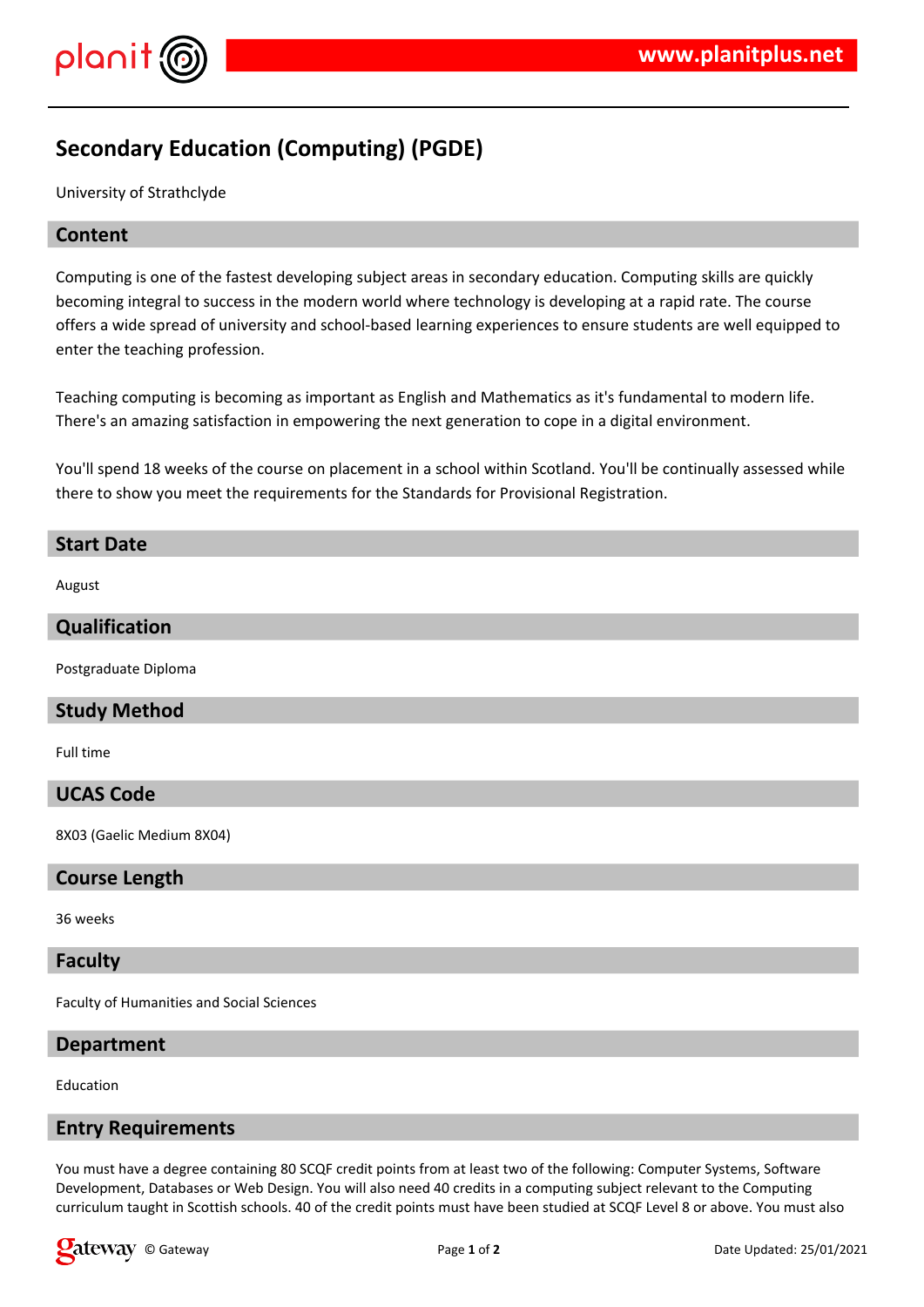# Secondary Education (Computing) (PGDE)

University of Strathclyde

## Content

Computing is one of the fastest developing subject areas in secondary education. Computing skills are quickly becoming integral to success in the modern world where technology is developing at a rapid rate. The course offers a wide spread of university and school-based learning experiences to ensure students are well equipped to enter the teaching profession.

Teaching computing is becoming as important as English and Mathematics as it's fundamental to modern life. There's an amazing satisfaction in empowering the next generation to cope in a digital environment.

You'll spend 18 weeks of the course on placement in a school within Scotland. You'll be continually assessed while there to show you meet the requirements for the Standards for Provisional Registration.

## Start Date

August

## Qualification

Postgraduate Diploma

## Study Method

Full time

## UCAS Code

8X03 (Gaelic Medium 8X04)

## Course Length

36 weeks

## Faculty

Faculty of Humanities and Social Sciences

## Department

Education

## Entry Requirements

You must have a degree containing 80 SCQF credit points from at least two of the following: Computer Systems, Software Development, Databases or Web Design. You will also need 40 credits in a computing subject relevant to the Computing curriculum taught in Scottish schools. 40 of the credit points must have been studied at SCQF Level 8 or above. You must also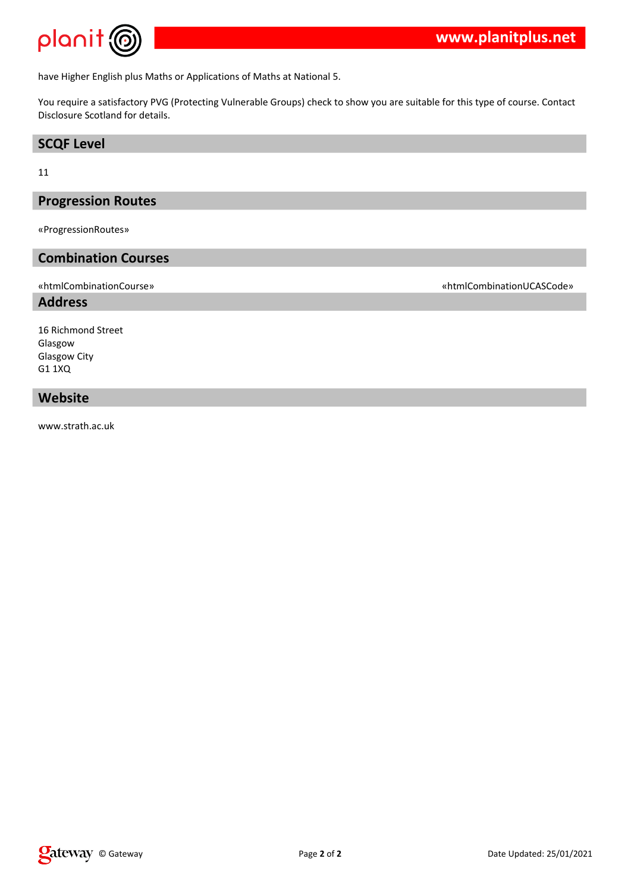have Higher English plus Maths or Applications of Maths at National 5.

You require a satisfactory PVG (Protecting Vulnerable Groups) check to show you are suitable for this type of course. Contact Disclosure Scotland for details.

## SCQF Level

11

## Progression Routes

«ProgressionRoutes»

## Combination Courses

«htmlCombinationCourse» «htmlCombinationUCASCode»

## Address

16 Richmond Street
Glasgow
Glasgow City
G1 1XQ

## Website

www.strath.ac.uk